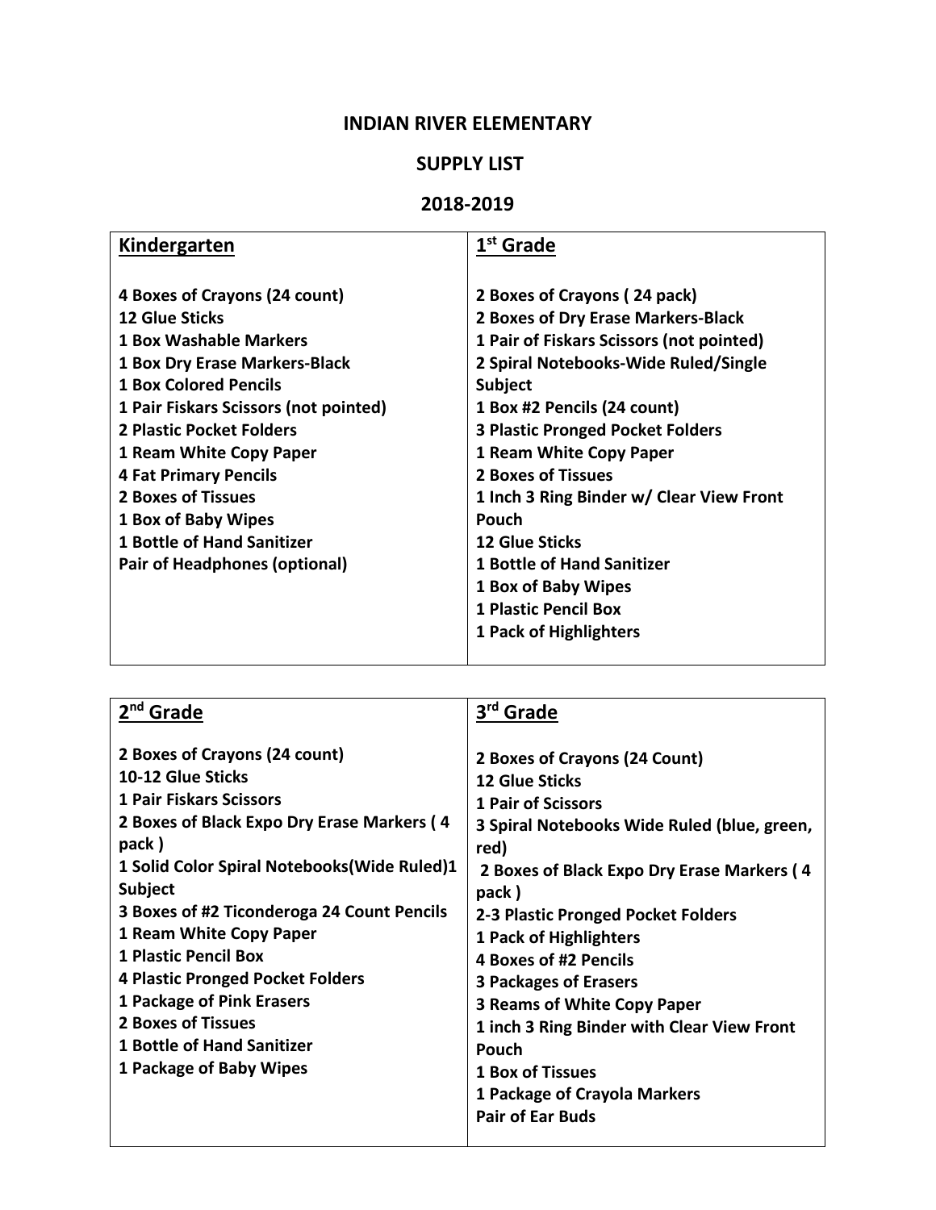# INDIAN RIVER ELEMENTARY

## SUPPLY LIST

## 2018-2019

| Kindergarten | 1st Grade |
|---|---|
| 4 Boxes of Crayons (24 count) | 2 Boxes of Crayons ( 24 pack) |
| 12 Glue Sticks | 2 Boxes of Dry Erase Markers-Black |
| 1 Box Washable Markers | 1 Pair of Fiskars Scissors (not pointed) |
| 1 Box Dry Erase Markers-Black | 2 Spiral Notebooks-Wide Ruled/Single Subject |
| 1 Box Colored Pencils | 1 Box #2 Pencils (24 count) |
| 1 Pair Fiskars Scissors (not pointed) | 3 Plastic Pronged Pocket Folders |
| 2 Plastic Pocket Folders | 1 Ream White Copy Paper |
| 1 Ream White Copy Paper | 2 Boxes of Tissues |
| 4 Fat Primary Pencils | 1 Inch 3 Ring Binder w/ Clear View Front Pouch |
| 2 Boxes of Tissues | 12 Glue Sticks |
| 1 Box of Baby Wipes | 1 Bottle of Hand Sanitizer |
| 1 Bottle of Hand Sanitizer | 1 Box of Baby Wipes |
| Pair of Headphones (optional) | 1 Plastic Pencil Box |
| | 1 Pack of Highlighters |

| 2nd Grade | 3rd Grade |
|---|---|
| 2 Boxes of Crayons (24 count) | 2 Boxes of Crayons (24 Count) |
| 10-12 Glue Sticks | 12 Glue Sticks |
| 1 Pair Fiskars Scissors | 1 Pair of Scissors |
| 2 Boxes of Black Expo Dry Erase Markers ( 4 pack ) | 3 Spiral Notebooks Wide Ruled (blue, green, red) |
| 1 Solid Color Spiral Notebooks(Wide Ruled)1 Subject | 2 Boxes of Black Expo Dry Erase Markers ( 4 pack ) |
| 3 Boxes of #2 Ticonderoga 24 Count Pencils | 2-3 Plastic Pronged Pocket Folders |
| 1 Ream White Copy Paper | 1 Pack of Highlighters |
| 1 Plastic Pencil Box | 4 Boxes of #2 Pencils |
| 4 Plastic Pronged Pocket Folders | 3 Packages of Erasers |
| 1 Package of Pink Erasers | 3 Reams of White Copy Paper |
| 2 Boxes of Tissues | 1 inch 3 Ring Binder with Clear View Front Pouch |
| 1 Bottle of Hand Sanitizer | 1 Box of Tissues |
| 1 Package of Baby Wipes | 1 Package of Crayola Markers |
| | Pair of Ear Buds |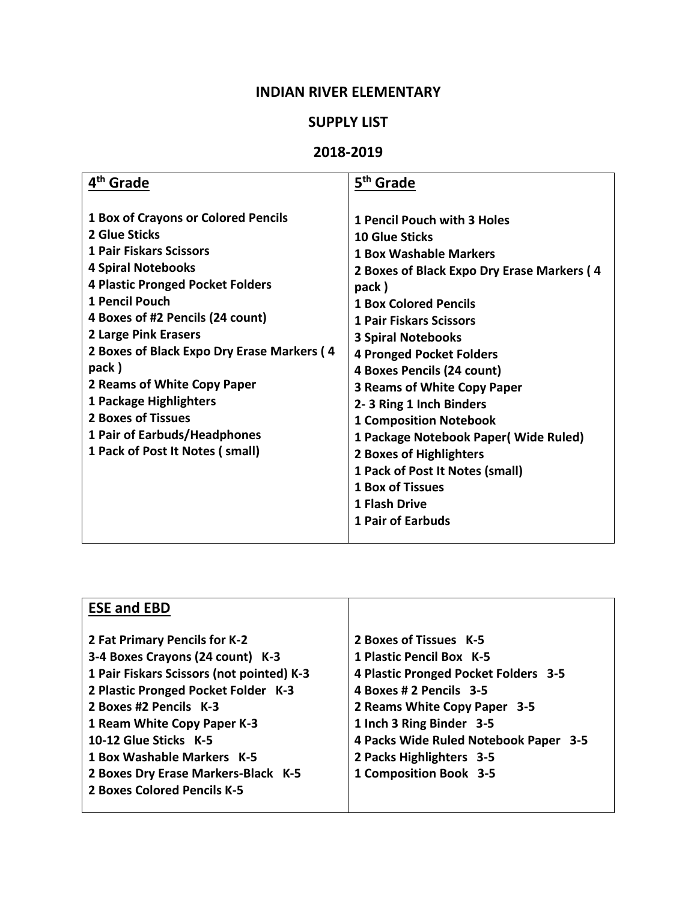# INDIAN RIVER ELEMENTARY

## SUPPLY LIST

## 2018-2019

| 4th Grade | 5th Grade |
|---|---|
| 1 Box of Crayons or Colored Pencils<br>2 Glue Sticks<br>1 Pair Fiskars Scissors<br>4 Spiral Notebooks<br>4 Plastic Pronged Pocket Folders<br>1 Pencil Pouch<br>4 Boxes of #2 Pencils (24 count)<br>2 Large Pink Erasers<br>2 Boxes of Black Expo Dry Erase Markers ( 4 pack )<br>2 Reams of White Copy Paper<br>1 Package Highlighters<br>2 Boxes of Tissues<br>1 Pair of Earbuds/Headphones<br>1 Pack of Post It Notes ( small) | 1 Pencil Pouch with 3 Holes<br>10 Glue Sticks<br>1 Box Washable Markers<br>2 Boxes of Black Expo Dry Erase Markers ( 4 pack )<br>1 Box Colored Pencils<br>1 Pair Fiskars Scissors<br>3 Spiral Notebooks<br>4 Pronged Pocket Folders<br>4 Boxes Pencils (24 count)<br>3 Reams of White Copy Paper<br>2- 3 Ring 1 Inch Binders<br>1 Composition Notebook<br>1 Package Notebook Paper( Wide Ruled)<br>2 Boxes of Highlighters<br>1 Pack of Post It Notes (small)<br>1 Box of Tissues<br>1 Flash Drive<br>1 Pair of Earbuds |

| ESE and EBD | |
|---|---|
| 2 Fat Primary Pencils for K-2<br>3-4 Boxes Crayons (24 count) K-3<br>1 Pair Fiskars Scissors (not pointed) K-3<br>2 Plastic Pronged Pocket Folder K-3<br>2 Boxes #2 Pencils K-3<br>1 Ream White Copy Paper K-3<br>10-12 Glue Sticks K-5<br>1 Box Washable Markers K-5<br>2 Boxes Dry Erase Markers-Black K-5<br>2 Boxes Colored Pencils K-5 | 2 Boxes of Tissues K-5<br>1 Plastic Pencil Box K-5<br>4 Plastic Pronged Pocket Folders 3-5<br>4 Boxes # 2 Pencils 3-5<br>2 Reams White Copy Paper 3-5<br>1 Inch 3 Ring Binder 3-5<br>4 Packs Wide Ruled Notebook Paper 3-5<br>2 Packs Highlighters 3-5<br>1 Composition Book 3-5 |